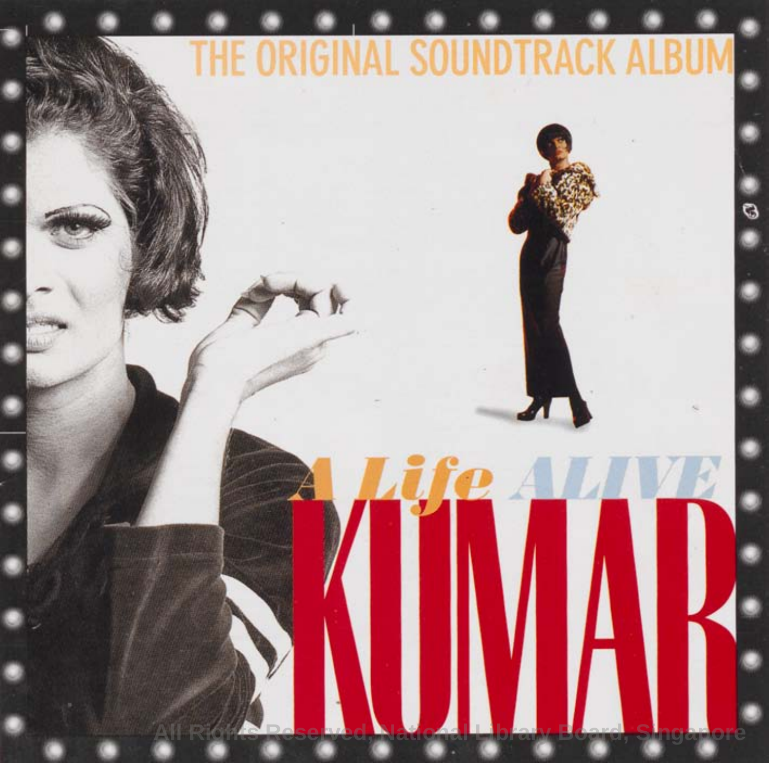THE ORIGINAL SOUNDTRACK ALBUM

# A Life ALIVE

# KUMAR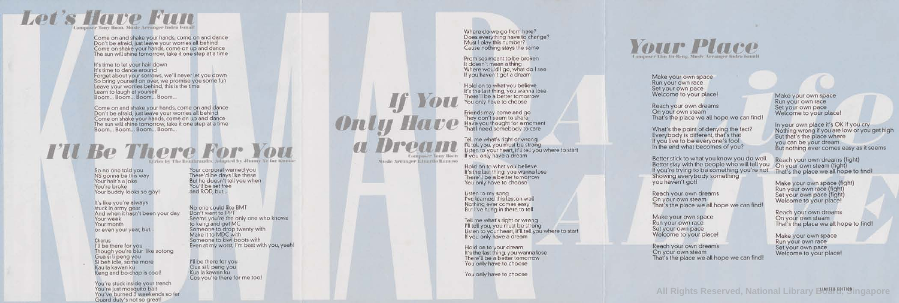## Let's Have Fun

Composer Tony Hoon, Music Arranger Indra Ismail

Come on and shake your hands, come on and dance
Don't be afraid, just leave your worries all behind
Come on shake your hands, come on up and dance
The sun will shine tomorrow, take it one step at a time

It's time to let your hair down
It's time to dance around
Forget about your sorrows, we'll never let you down
So bring yourself on over, we promise you some fun
Leave your worries behind, this is the time
Learn to laugh at yourself
Boom... Boom... Boom... Boom...

Come on and shake your hands, come on and dance
Don't be afraid, just leave your worries all behind
Come on shake your hands, come on up and dance
The sun will shine tomorrow, take it one step at a time
Boom... Boom... Boom... Boom...

## I'll Be There For You

Lyrics by The Rembrandts, Adapted by Jimmy Ye for Kumar

So no one told you
NS gonna be this way
Your hair's a joke
You're broke
Your buddy looks so gay!

It's like you're always
stuck in army gear
And when it hasn't been your day
Your week
Your month
or even your year, but...

Chorus
I'll be there for you
Though you're blur like sotong
Gua si li peng you
Si beh idle, some more
Kau la kawan ku
Keng and bo-chap is cool!

You're stuck inside your trench
You're just mosquito bait
You've burned 3 weekends so far
Guard duty's not so great!

Your corporal warned you
There'd be days like these
But he doesn't tell you when
You'll be set free
and ROD, but...

No one could like BMT
Don't want to IPPT
Seems you're the only one who knows
to keng and get MC
Someone to drop twenty with
Make it to MDC with
Someone to kiwi boots with
Even at my worst, I'm best with you, yeah!

I'll be there for you
Gua si li peng you
Kua la kawan ku
Cos you're there for me too!

## If You Only Have a Dream

Composer Tony Hoon
Music Arranger Eduardo Ramoso

Where do we go from here?
Does everything have to change?
Must I play this number?
Cause nothing stays the same

Promises meant to be broken
It doesn't mean a thing
Where would I go, what do I see
If you haven't got a dream

Hold on to what you believe
It's the last thing, you wanna lose
There'll be a better tomorrow
You only have to choose

Friends may come and go
They don't seem to share
Have you thought for a moment
That I need somebody to care

Tell me what's right or wrong
I'll tell you, you must be strong
Listen to your heart, it'll tell you where to start
If you only have a dream

Hold on to what you believe
It's the last thing, you wanna lose
There'll be a better tomorrow
You only have to choose

Listen to my song
I've learned this lesson well
Nothing ever comes easy
But I've hung in there to tell

Tell me what's right or wrong
I'll tell you, you must be strong
Listen to your heart, it'll tell you where to start
If you only have a dream

Hold on to your dream
It's the last thing, you wanna lose
There'll be a better tomorrow
You only have to choose

You only have to choose

## Your Place

Composer Lim Yu-Beng, Music Arranger Indra Ismail

Make your own space
Run your own race
Set your own pace
Welcome to your place!

Reach your own dreams
On your own steam
That's the place we all hope we can find!

What's the point of denying the fact?
Everybody is different, that's that
If you live to be everyone's fool
In the end what becomes of you?

Better stick to what you know you do well
Better stay with the people who will tell you
If you're trying to be something you're not
Showing everybody something
you haven't got!

Reach your own dreams
On your own steam
That's the place we all hope we can find!

Make your own space
Run your own race
Set your own pace
Welcome to your place!

Reach your own dreams
On your own steam
That's the place we all hope we can find!

Make your own space
Run your own race
Set your own pace
Welcome to your place!

In your own place it's OK if you cry
Nothing wrong if you are low or you get high
But that's the place where
you can be your dream
But nothing ever comes easy as it seems

Reach your own dreams (fight)
On your own steam (fight)
That's the place we all hope to find!

Make your own space (fight)
Run your own race (fight)
Set your own pace (fight)
Welcome to your place!

Reach your own dreams
On your own steam
That's the place we all hope to find!

Make your own space
Run your own race
Set your own pace
Welcome to your place!

LIMITED EDITION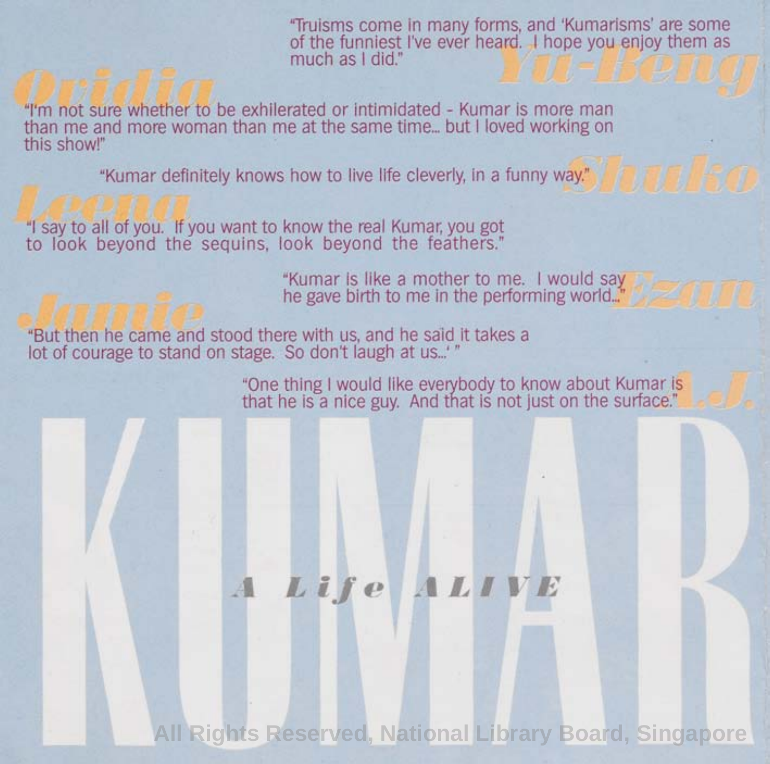**Yu-Beng**

"Truisms come in many forms, and 'Kumarisms' are some of the funniest I've ever heard. I hope you enjoy them as much as I did."

**Ovidia**

"I'm not sure whether to be exhilerated or intimidated - Kumar is more man than me and more woman than me at the same time... but I loved working on this show!"

**Shuko**

"Kumar definitely knows how to live life cleverly, in a funny way."

**Leena**

"I say to all of you. If you want to know the real Kumar, you got to look beyond the sequins, look beyond the feathers."

**Ezan**

"Kumar is like a mother to me. I would say he gave birth to me in the performing world..."

**Jamie**

"But then he came and stood there with us, and he said it takes a lot of courage to stand on stage. So don't laugh at us...' "

**A.J.**

"One thing I would like everybody to know about Kumar is that he is a nice guy. And that is not just on the surface."

# KUMAR

*A Life ALIVE*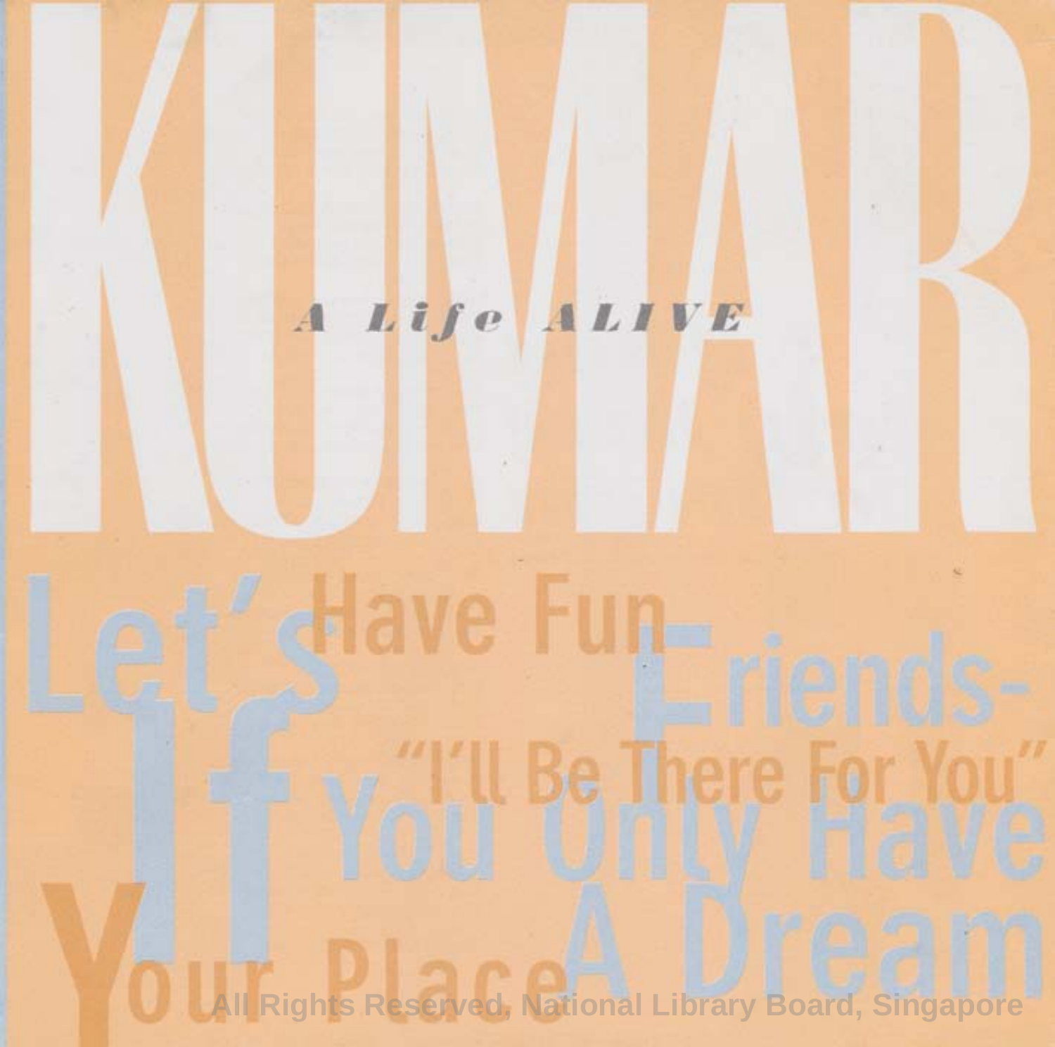# KUMAR

*A Life ALIVE*

Let's Have Fun

Friends- "I'll Be There For You"

If You Only Have A Dream

Your Place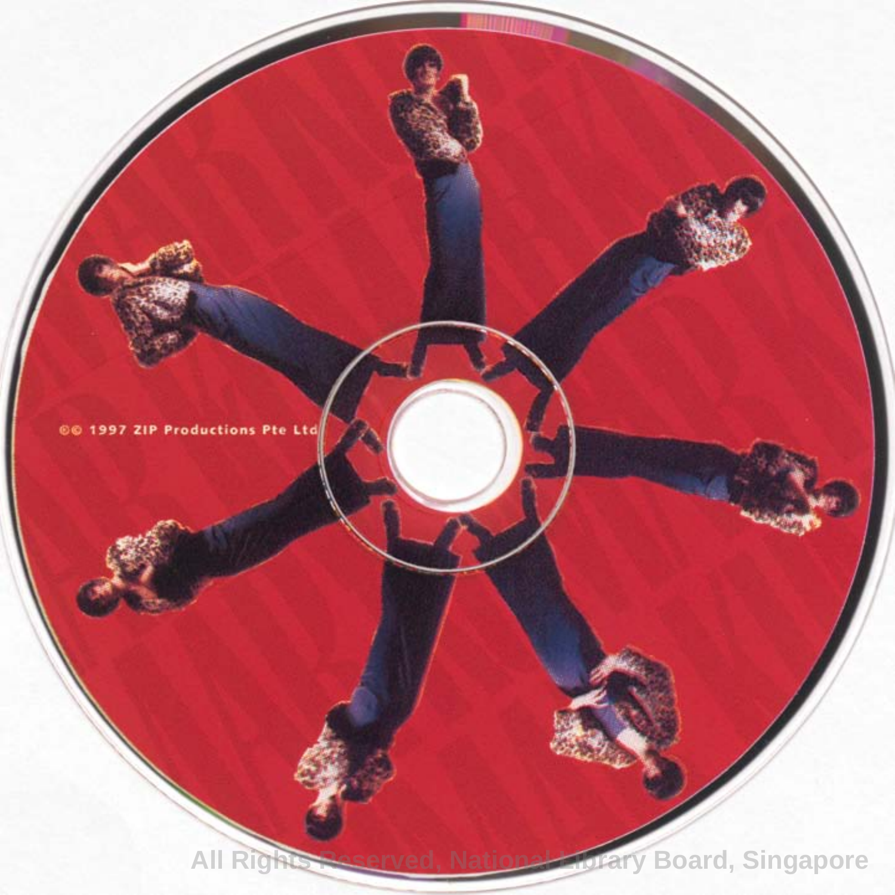℗© 1997 ZIP Productions Pte Ltd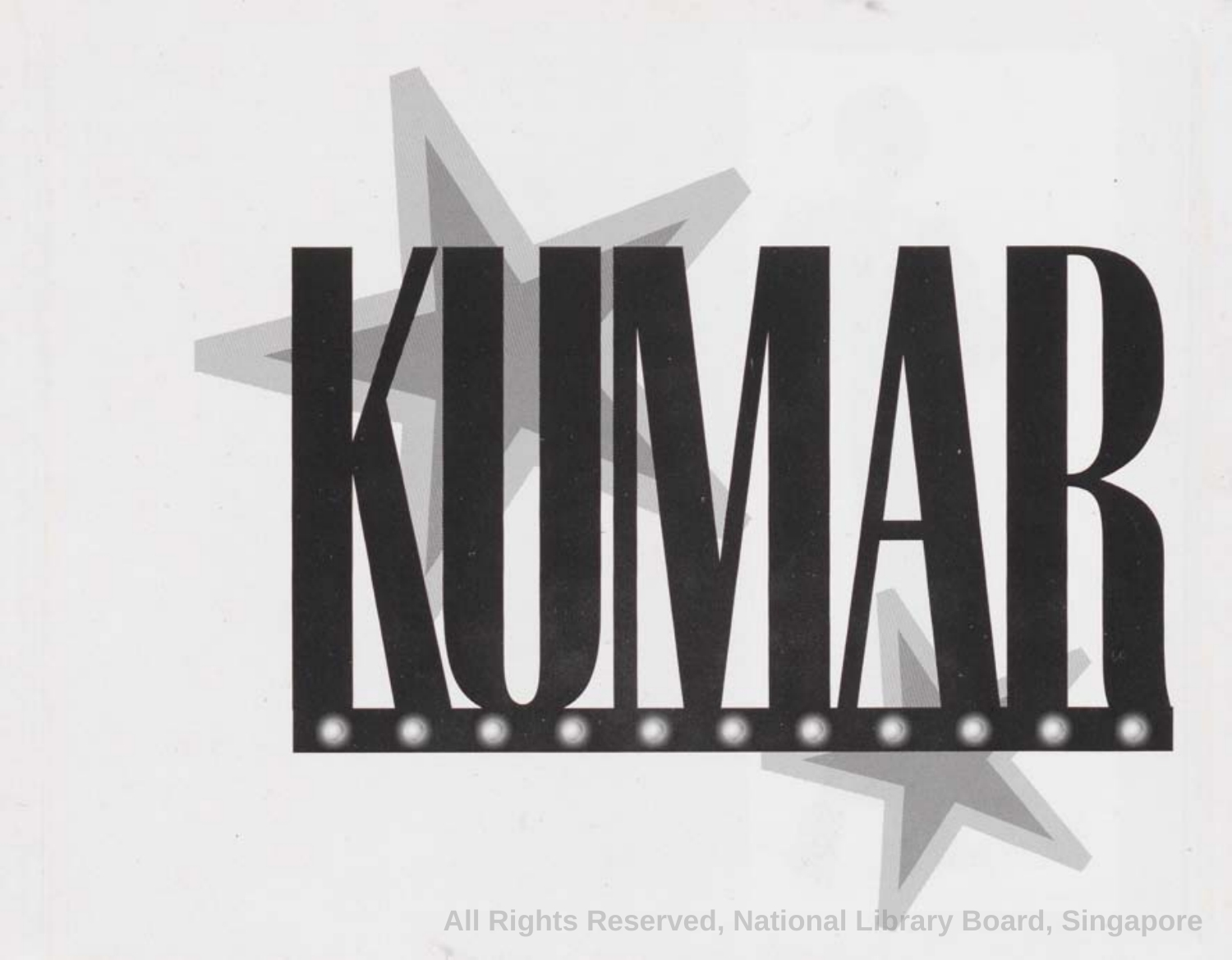# KUMAR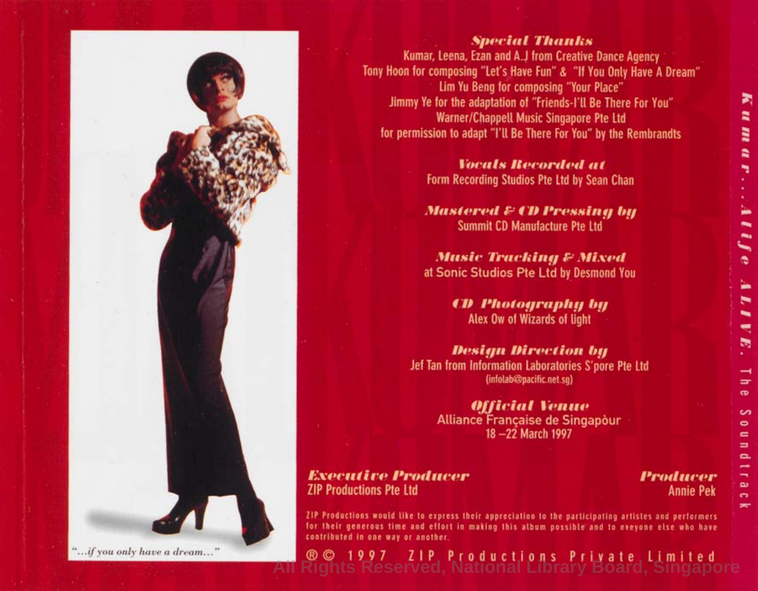"...if you only have a dream..."

### Special Thanks

Kumar, Leena, Ezan and A.J from Creative Dance Agency
Tony Hoon for composing "Let's Have Fun" & "If You Only Have A Dream"
Lim Yu Beng for composing "Your Place"
Jimmy Ye for the adaptation of "Friends-I'll Be There For You"
Warner/Chappell Music Singapore Pte Ltd
for permission to adapt "I'll Be There For You" by the Rembrandts

### Vocals Recorded at

Form Recording Studios Pte Ltd by Sean Chan

### Mastered & CD Pressing by

Summit CD Manufacture Pte Ltd

### Music Tracking & Mixed

at Sonic Studios Pte Ltd by Desmond You

### CD Photography by

Alex Ow of Wizards of light

### Design Direction by

Jef Tan from Information Laboratories S'pore Pte Ltd
(infolab@pacific.net.sg)

### Official Venue

Alliance Française de Singapòur
18 –22 March 1997

### Executive Producer

ZIP Productions Pte Ltd

### Producer

Annie Pek

ZIP Productions would like to express their appreciation to the participating artistes and performers for their generous time and effort in making this album possible and to eveyone else who have contributed in one way or another.

℗ © 1997 ZIP Productions Private Limited

*Kumar...Alife ALIVE.* The Soundtrack

All Rights Reserved, National Library Board, Singapore